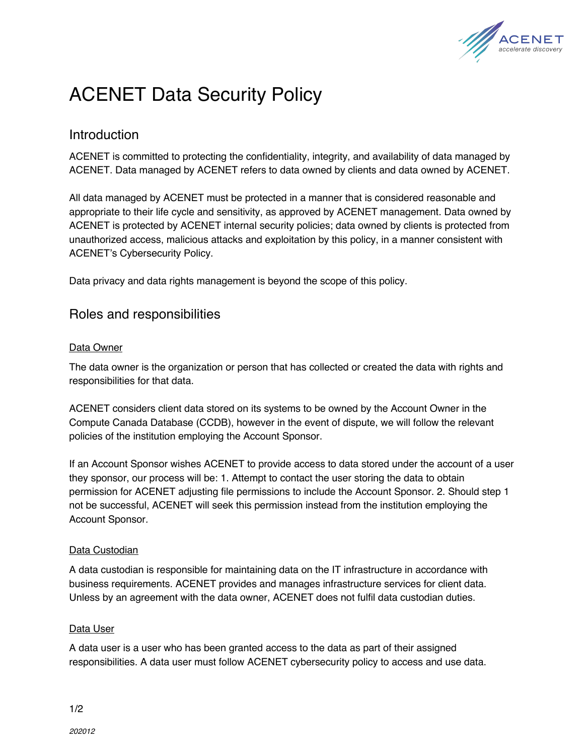# ACENET Data Security Policy

## Introduction

ACENET is committed to protecting the confidentiality, integrity, and availability of data managed by ACENET. Data managed by ACENET refers to data owned by clients and data owned by ACENET.

All data managed by ACENET must be protected in a manner that is considered reasonable and appropriate to their life cycle and sensitivity, as approved by ACENET management. Data owned by ACENET is protected by ACENET internal security policies; data owned by clients is protected from unauthorized access, malicious attacks and exploitation by this policy, in a manner consistent with ACENET's Cybersecurity Policy.

Data privacy and data rights management is beyond the scope of this policy.

## Roles and responsibilities

### Data Owner

The data owner is the organization or person that has collected or created the data with rights and responsibilities for that data.

ACENET considers client data stored on its systems to be owned by the Account Owner in the Compute Canada Database (CCDB), however in the event of dispute, we will follow the relevant policies of the institution employing the Account Sponsor.

If an Account Sponsor wishes ACENET to provide access to data stored under the account of a user they sponsor, our process will be: 1. Attempt to contact the user storing the data to obtain permission for ACENET adjusting file permissions to include the Account Sponsor. 2. Should step 1 not be successful, ACENET will seek this permission instead from the institution employing the Account Sponsor.

### Data Custodian

A data custodian is responsible for maintaining data on the IT infrastructure in accordance with business requirements. ACENET provides and manages infrastructure services for client data. Unless by an agreement with the data owner, ACENET does not fulfil data custodian duties.

### Data User

A data user is a user who has been granted access to the data as part of their assigned responsibilities. A data user must follow ACENET cybersecurity policy to access and use data.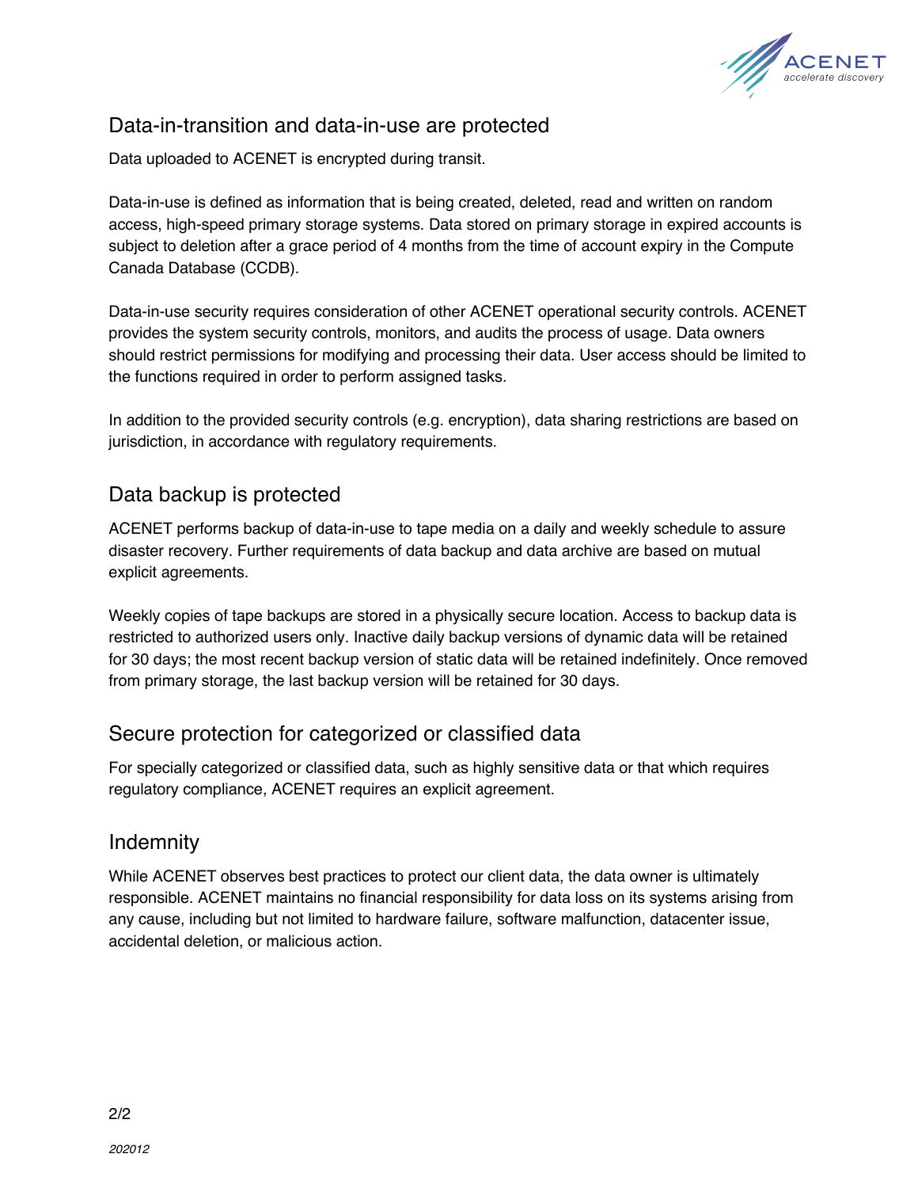## Data-in-transition and data-in-use are protected

Data uploaded to ACENET is encrypted during transit.

Data-in-use is defined as information that is being created, deleted, read and written on random access, high-speed primary storage systems. Data stored on primary storage in expired accounts is subject to deletion after a grace period of 4 months from the time of account expiry in the Compute Canada Database (CCDB).

Data-in-use security requires consideration of other ACENET operational security controls. ACENET provides the system security controls, monitors, and audits the process of usage. Data owners should restrict permissions for modifying and processing their data. User access should be limited to the functions required in order to perform assigned tasks.

In addition to the provided security controls (e.g. encryption), data sharing restrictions are based on jurisdiction, in accordance with regulatory requirements.

## Data backup is protected

ACENET performs backup of data-in-use to tape media on a daily and weekly schedule to assure disaster recovery. Further requirements of data backup and data archive are based on mutual explicit agreements.

Weekly copies of tape backups are stored in a physically secure location. Access to backup data is restricted to authorized users only. Inactive daily backup versions of dynamic data will be retained for 30 days; the most recent backup version of static data will be retained indefinitely. Once removed from primary storage, the last backup version will be retained for 30 days.

## Secure protection for categorized or classified data

For specially categorized or classified data, such as highly sensitive data or that which requires regulatory compliance, ACENET requires an explicit agreement.

## Indemnity

While ACENET observes best practices to protect our client data, the data owner is ultimately responsible. ACENET maintains no financial responsibility for data loss on its systems arising from any cause, including but not limited to hardware failure, software malfunction, datacenter issue, accidental deletion, or malicious action.